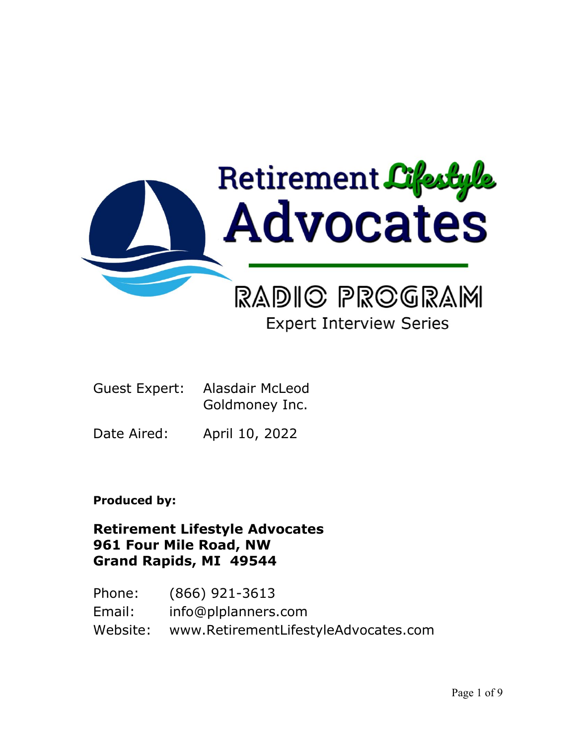# Retirement Lifestyle Advocates

## RADIO PROGRAM

### Expert Interview Series

Guest Expert: Alasdair McLeod
Goldmoney Inc.

Date Aired: April 10, 2022

**Produced by:**

**Retirement Lifestyle Advocates**
**961 Four Mile Road, NW**
**Grand Rapids, MI 49544**

Phone: (866) 921-3613
Email: info@plplanners.com
Website: www.RetirementLifestyleAdvocates.com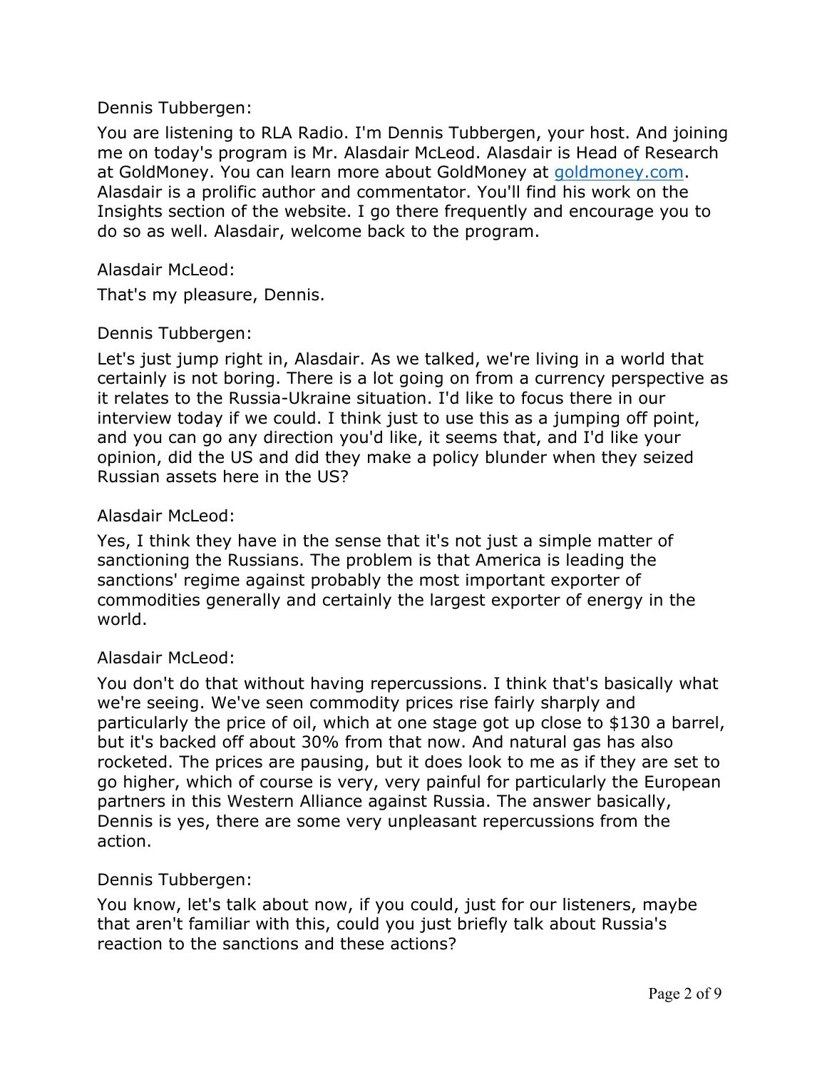Dennis Tubbergen:

You are listening to RLA Radio. I'm Dennis Tubbergen, your host. And joining me on today's program is Mr. Alasdair McLeod. Alasdair is Head of Research at GoldMoney. You can learn more about GoldMoney at [goldmoney.com](goldmoney.com). Alasdair is a prolific author and commentator. You'll find his work on the Insights section of the website. I go there frequently and encourage you to do so as well. Alasdair, welcome back to the program.

Alasdair McLeod:

That's my pleasure, Dennis.

Dennis Tubbergen:

Let's just jump right in, Alasdair. As we talked, we're living in a world that certainly is not boring. There is a lot going on from a currency perspective as it relates to the Russia-Ukraine situation. I'd like to focus there in our interview today if we could. I think just to use this as a jumping off point, and you can go any direction you'd like, it seems that, and I'd like your opinion, did the US and did they make a policy blunder when they seized Russian assets here in the US?

Alasdair McLeod:

Yes, I think they have in the sense that it's not just a simple matter of sanctioning the Russians. The problem is that America is leading the sanctions' regime against probably the most important exporter of commodities generally and certainly the largest exporter of energy in the world.

Alasdair McLeod:

You don't do that without having repercussions. I think that's basically what we're seeing. We've seen commodity prices rise fairly sharply and particularly the price of oil, which at one stage got up close to $130 a barrel, but it's backed off about 30% from that now. And natural gas has also rocketed. The prices are pausing, but it does look to me as if they are set to go higher, which of course is very, very painful for particularly the European partners in this Western Alliance against Russia. The answer basically, Dennis is yes, there are some very unpleasant repercussions from the action.

Dennis Tubbergen:

You know, let's talk about now, if you could, just for our listeners, maybe that aren't familiar with this, could you just briefly talk about Russia's reaction to the sanctions and these actions?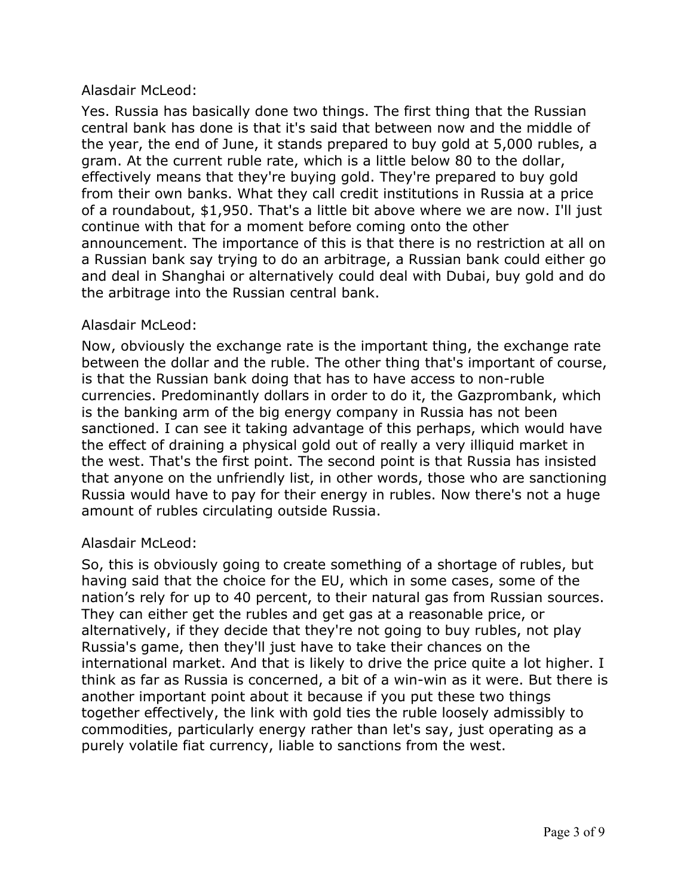Alasdair McLeod:

Yes. Russia has basically done two things. The first thing that the Russian central bank has done is that it's said that between now and the middle of the year, the end of June, it stands prepared to buy gold at 5,000 rubles, a gram. At the current ruble rate, which is a little below 80 to the dollar, effectively means that they're buying gold. They're prepared to buy gold from their own banks. What they call credit institutions in Russia at a price of a roundabout, $1,950. That's a little bit above where we are now. I'll just continue with that for a moment before coming onto the other announcement. The importance of this is that there is no restriction at all on a Russian bank say trying to do an arbitrage, a Russian bank could either go and deal in Shanghai or alternatively could deal with Dubai, buy gold and do the arbitrage into the Russian central bank.

Alasdair McLeod:

Now, obviously the exchange rate is the important thing, the exchange rate between the dollar and the ruble. The other thing that's important of course, is that the Russian bank doing that has to have access to non-ruble currencies. Predominantly dollars in order to do it, the Gazprombank, which is the banking arm of the big energy company in Russia has not been sanctioned. I can see it taking advantage of this perhaps, which would have the effect of draining a physical gold out of really a very illiquid market in the west. That's the first point. The second point is that Russia has insisted that anyone on the unfriendly list, in other words, those who are sanctioning Russia would have to pay for their energy in rubles. Now there's not a huge amount of rubles circulating outside Russia.

Alasdair McLeod:

So, this is obviously going to create something of a shortage of rubles, but having said that the choice for the EU, which in some cases, some of the nation's rely for up to 40 percent, to their natural gas from Russian sources. They can either get the rubles and get gas at a reasonable price, or alternatively, if they decide that they're not going to buy rubles, not play Russia's game, then they'll just have to take their chances on the international market. And that is likely to drive the price quite a lot higher. I think as far as Russia is concerned, a bit of a win-win as it were. But there is another important point about it because if you put these two things together effectively, the link with gold ties the ruble loosely admissibly to commodities, particularly energy rather than let's say, just operating as a purely volatile fiat currency, liable to sanctions from the west.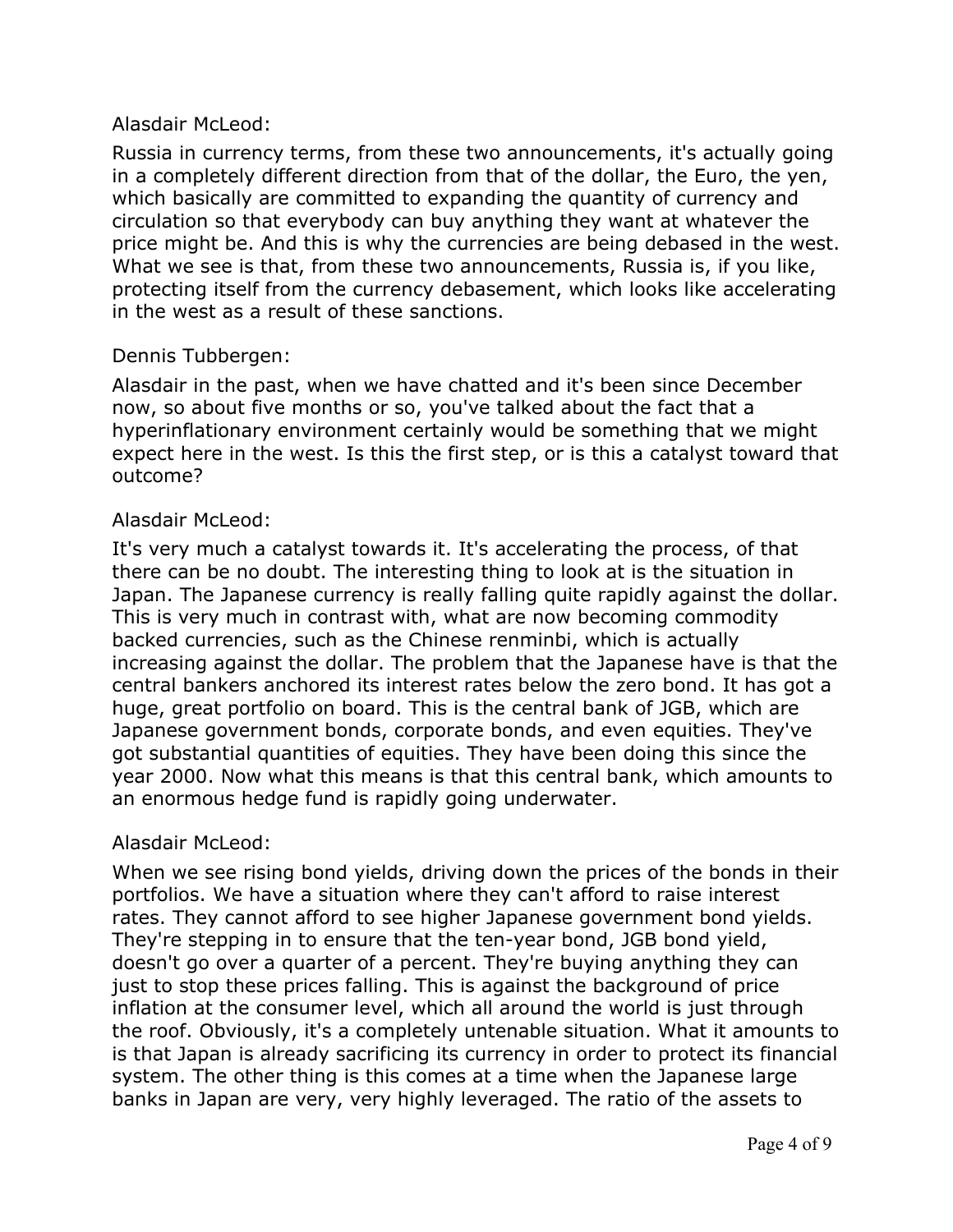Alasdair McLeod:

Russia in currency terms, from these two announcements, it's actually going in a completely different direction from that of the dollar, the Euro, the yen, which basically are committed to expanding the quantity of currency and circulation so that everybody can buy anything they want at whatever the price might be. And this is why the currencies are being debased in the west. What we see is that, from these two announcements, Russia is, if you like, protecting itself from the currency debasement, which looks like accelerating in the west as a result of these sanctions.

Dennis Tubbergen:

Alasdair in the past, when we have chatted and it's been since December now, so about five months or so, you've talked about the fact that a hyperinflationary environment certainly would be something that we might expect here in the west. Is this the first step, or is this a catalyst toward that outcome?

Alasdair McLeod:

It's very much a catalyst towards it. It's accelerating the process, of that there can be no doubt. The interesting thing to look at is the situation in Japan. The Japanese currency is really falling quite rapidly against the dollar. This is very much in contrast with, what are now becoming commodity backed currencies, such as the Chinese renminbi, which is actually increasing against the dollar. The problem that the Japanese have is that the central bankers anchored its interest rates below the zero bond. It has got a huge, great portfolio on board. This is the central bank of JGB, which are Japanese government bonds, corporate bonds, and even equities. They've got substantial quantities of equities. They have been doing this since the year 2000. Now what this means is that this central bank, which amounts to an enormous hedge fund is rapidly going underwater.

Alasdair McLeod:

When we see rising bond yields, driving down the prices of the bonds in their portfolios. We have a situation where they can't afford to raise interest rates. They cannot afford to see higher Japanese government bond yields. They're stepping in to ensure that the ten-year bond, JGB bond yield, doesn't go over a quarter of a percent. They're buying anything they can just to stop these prices falling. This is against the background of price inflation at the consumer level, which all around the world is just through the roof. Obviously, it's a completely untenable situation. What it amounts to is that Japan is already sacrificing its currency in order to protect its financial system. The other thing is this comes at a time when the Japanese large banks in Japan are very, very highly leveraged. The ratio of the assets to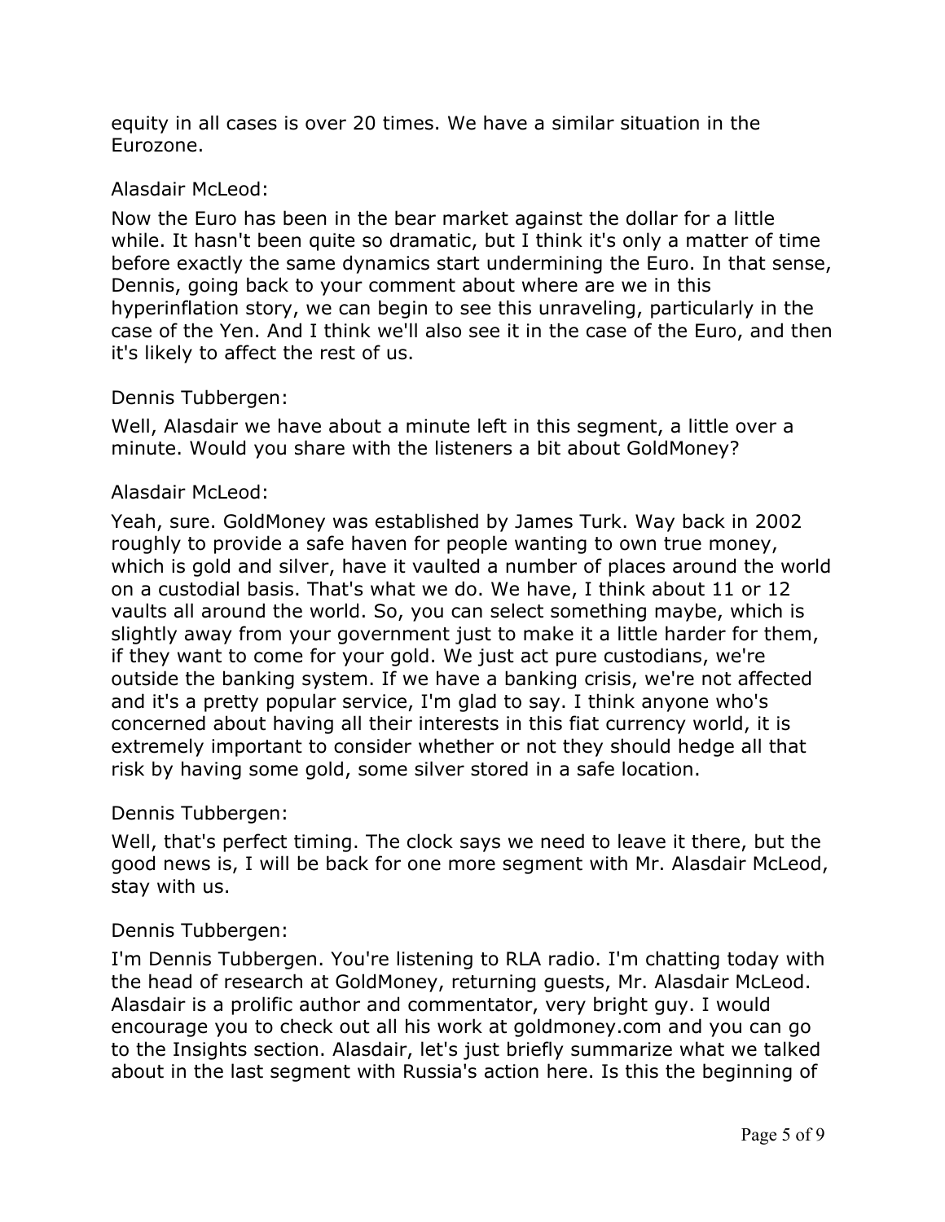equity in all cases is over 20 times. We have a similar situation in the Eurozone.

Alasdair McLeod:

Now the Euro has been in the bear market against the dollar for a little while. It hasn't been quite so dramatic, but I think it's only a matter of time before exactly the same dynamics start undermining the Euro. In that sense, Dennis, going back to your comment about where are we in this hyperinflation story, we can begin to see this unraveling, particularly in the case of the Yen. And I think we'll also see it in the case of the Euro, and then it's likely to affect the rest of us.

Dennis Tubbergen:

Well, Alasdair we have about a minute left in this segment, a little over a minute. Would you share with the listeners a bit about GoldMoney?

Alasdair McLeod:

Yeah, sure. GoldMoney was established by James Turk. Way back in 2002 roughly to provide a safe haven for people wanting to own true money, which is gold and silver, have it vaulted a number of places around the world on a custodial basis. That's what we do. We have, I think about 11 or 12 vaults all around the world. So, you can select something maybe, which is slightly away from your government just to make it a little harder for them, if they want to come for your gold. We just act pure custodians, we're outside the banking system. If we have a banking crisis, we're not affected and it's a pretty popular service, I'm glad to say. I think anyone who's concerned about having all their interests in this fiat currency world, it is extremely important to consider whether or not they should hedge all that risk by having some gold, some silver stored in a safe location.

Dennis Tubbergen:

Well, that's perfect timing. The clock says we need to leave it there, but the good news is, I will be back for one more segment with Mr. Alasdair McLeod, stay with us.

Dennis Tubbergen:

I'm Dennis Tubbergen. You're listening to RLA radio. I'm chatting today with the head of research at GoldMoney, returning guests, Mr. Alasdair McLeod. Alasdair is a prolific author and commentator, very bright guy. I would encourage you to check out all his work at goldmoney.com and you can go to the Insights section. Alasdair, let's just briefly summarize what we talked about in the last segment with Russia's action here. Is this the beginning of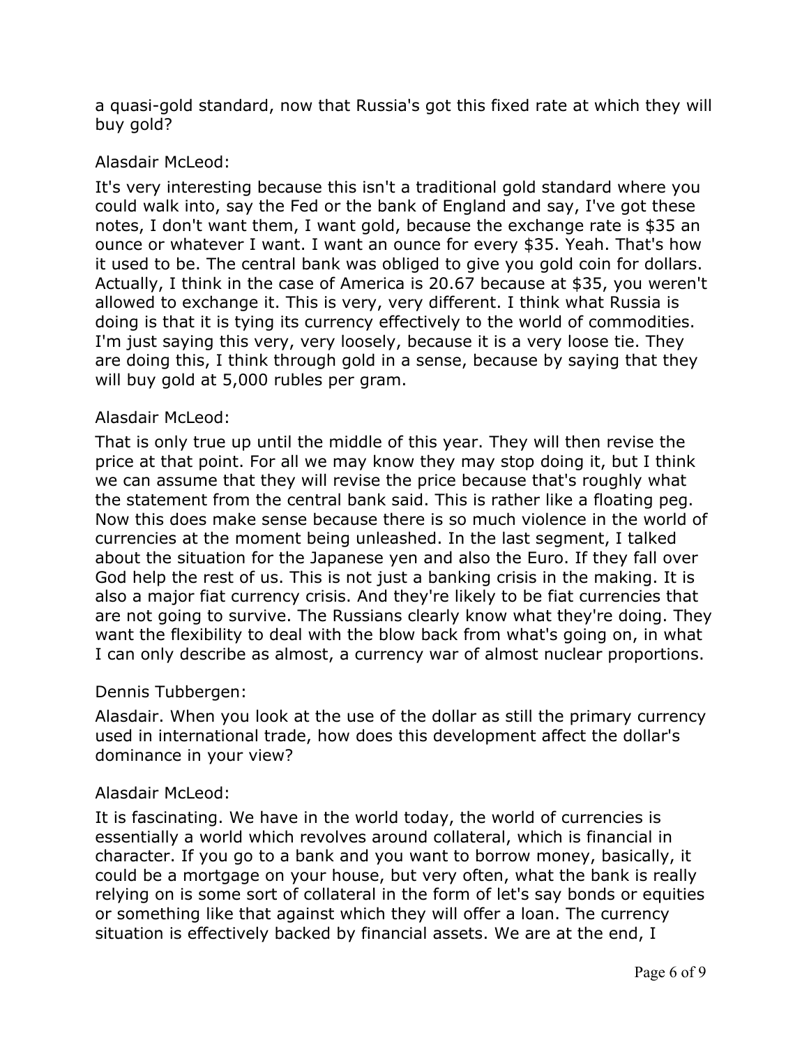a quasi-gold standard, now that Russia's got this fixed rate at which they will buy gold?

Alasdair McLeod:

It's very interesting because this isn't a traditional gold standard where you could walk into, say the Fed or the bank of England and say, I've got these notes, I don't want them, I want gold, because the exchange rate is $35 an ounce or whatever I want. I want an ounce for every $35. Yeah. That's how it used to be. The central bank was obliged to give you gold coin for dollars. Actually, I think in the case of America is 20.67 because at $35, you weren't allowed to exchange it. This is very, very different. I think what Russia is doing is that it is tying its currency effectively to the world of commodities. I'm just saying this very, very loosely, because it is a very loose tie. They are doing this, I think through gold in a sense, because by saying that they will buy gold at 5,000 rubles per gram.

Alasdair McLeod:

That is only true up until the middle of this year. They will then revise the price at that point. For all we may know they may stop doing it, but I think we can assume that they will revise the price because that's roughly what the statement from the central bank said. This is rather like a floating peg. Now this does make sense because there is so much violence in the world of currencies at the moment being unleashed. In the last segment, I talked about the situation for the Japanese yen and also the Euro. If they fall over God help the rest of us. This is not just a banking crisis in the making. It is also a major fiat currency crisis. And they're likely to be fiat currencies that are not going to survive. The Russians clearly know what they're doing. They want the flexibility to deal with the blow back from what's going on, in what I can only describe as almost, a currency war of almost nuclear proportions.

Dennis Tubbergen:

Alasdair. When you look at the use of the dollar as still the primary currency used in international trade, how does this development affect the dollar's dominance in your view?

Alasdair McLeod:

It is fascinating. We have in the world today, the world of currencies is essentially a world which revolves around collateral, which is financial in character. If you go to a bank and you want to borrow money, basically, it could be a mortgage on your house, but very often, what the bank is really relying on is some sort of collateral in the form of let's say bonds or equities or something like that against which they will offer a loan. The currency situation is effectively backed by financial assets. We are at the end, I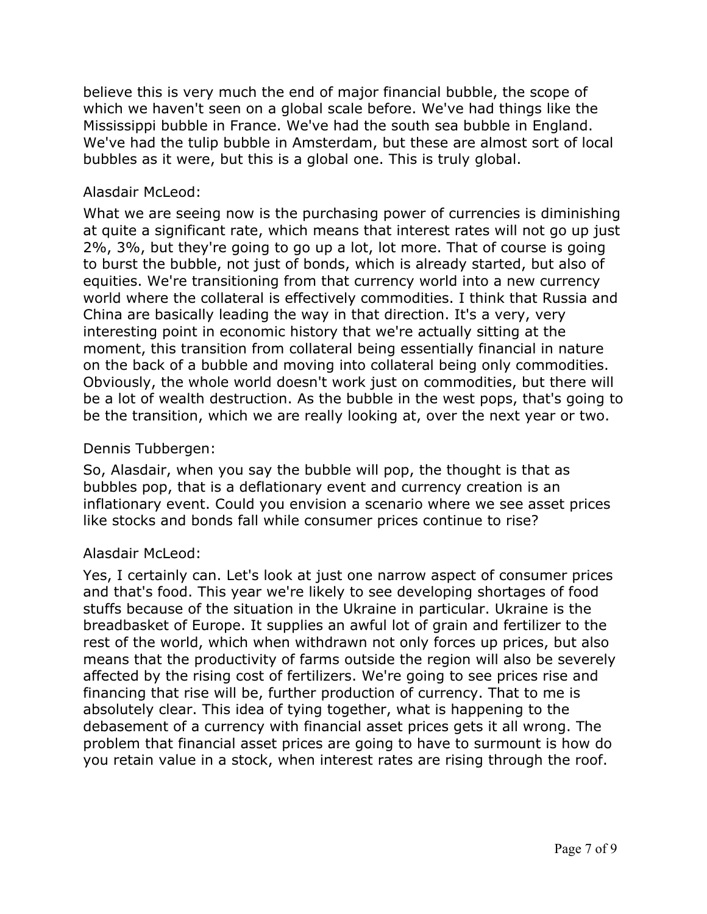believe this is very much the end of major financial bubble, the scope of which we haven't seen on a global scale before. We've had things like the Mississippi bubble in France. We've had the south sea bubble in England. We've had the tulip bubble in Amsterdam, but these are almost sort of local bubbles as it were, but this is a global one. This is truly global.

Alasdair McLeod:

What we are seeing now is the purchasing power of currencies is diminishing at quite a significant rate, which means that interest rates will not go up just 2%, 3%, but they're going to go up a lot, lot more. That of course is going to burst the bubble, not just of bonds, which is already started, but also of equities. We're transitioning from that currency world into a new currency world where the collateral is effectively commodities. I think that Russia and China are basically leading the way in that direction. It's a very, very interesting point in economic history that we're actually sitting at the moment, this transition from collateral being essentially financial in nature on the back of a bubble and moving into collateral being only commodities. Obviously, the whole world doesn't work just on commodities, but there will be a lot of wealth destruction. As the bubble in the west pops, that's going to be the transition, which we are really looking at, over the next year or two.

Dennis Tubbergen:

So, Alasdair, when you say the bubble will pop, the thought is that as bubbles pop, that is a deflationary event and currency creation is an inflationary event. Could you envision a scenario where we see asset prices like stocks and bonds fall while consumer prices continue to rise?

Alasdair McLeod:

Yes, I certainly can. Let's look at just one narrow aspect of consumer prices and that's food. This year we're likely to see developing shortages of food stuffs because of the situation in the Ukraine in particular. Ukraine is the breadbasket of Europe. It supplies an awful lot of grain and fertilizer to the rest of the world, which when withdrawn not only forces up prices, but also means that the productivity of farms outside the region will also be severely affected by the rising cost of fertilizers. We're going to see prices rise and financing that rise will be, further production of currency. That to me is absolutely clear. This idea of tying together, what is happening to the debasement of a currency with financial asset prices gets it all wrong. The problem that financial asset prices are going to have to surmount is how do you retain value in a stock, when interest rates are rising through the roof.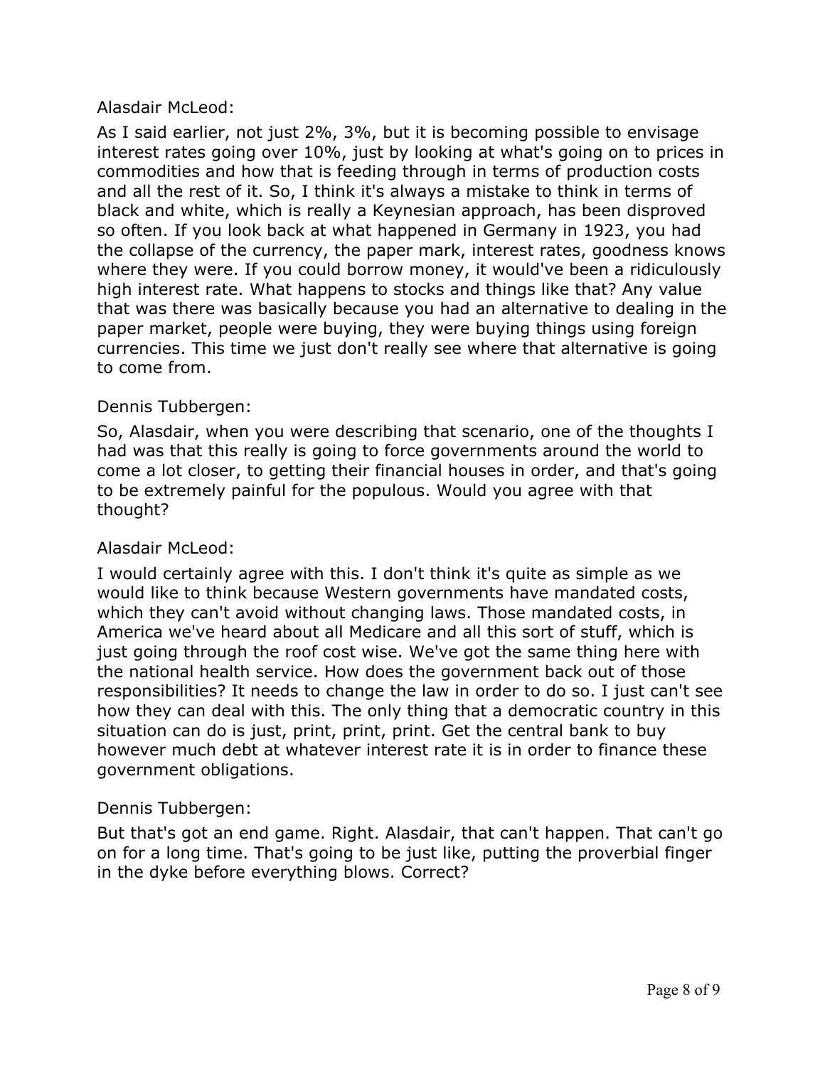Alasdair McLeod:

As I said earlier, not just 2%, 3%, but it is becoming possible to envisage interest rates going over 10%, just by looking at what's going on to prices in commodities and how that is feeding through in terms of production costs and all the rest of it. So, I think it's always a mistake to think in terms of black and white, which is really a Keynesian approach, has been disproved so often. If you look back at what happened in Germany in 1923, you had the collapse of the currency, the paper mark, interest rates, goodness knows where they were. If you could borrow money, it would've been a ridiculously high interest rate. What happens to stocks and things like that? Any value that was there was basically because you had an alternative to dealing in the paper market, people were buying, they were buying things using foreign currencies. This time we just don't really see where that alternative is going to come from.

Dennis Tubbergen:

So, Alasdair, when you were describing that scenario, one of the thoughts I had was that this really is going to force governments around the world to come a lot closer, to getting their financial houses in order, and that's going to be extremely painful for the populous. Would you agree with that thought?

Alasdair McLeod:

I would certainly agree with this. I don't think it's quite as simple as we would like to think because Western governments have mandated costs, which they can't avoid without changing laws. Those mandated costs, in America we've heard about all Medicare and all this sort of stuff, which is just going through the roof cost wise. We've got the same thing here with the national health service. How does the government back out of those responsibilities? It needs to change the law in order to do so. I just can't see how they can deal with this. The only thing that a democratic country in this situation can do is just, print, print, print. Get the central bank to buy however much debt at whatever interest rate it is in order to finance these government obligations.

Dennis Tubbergen:

But that's got an end game. Right. Alasdair, that can't happen. That can't go on for a long time. That's going to be just like, putting the proverbial finger in the dyke before everything blows. Correct?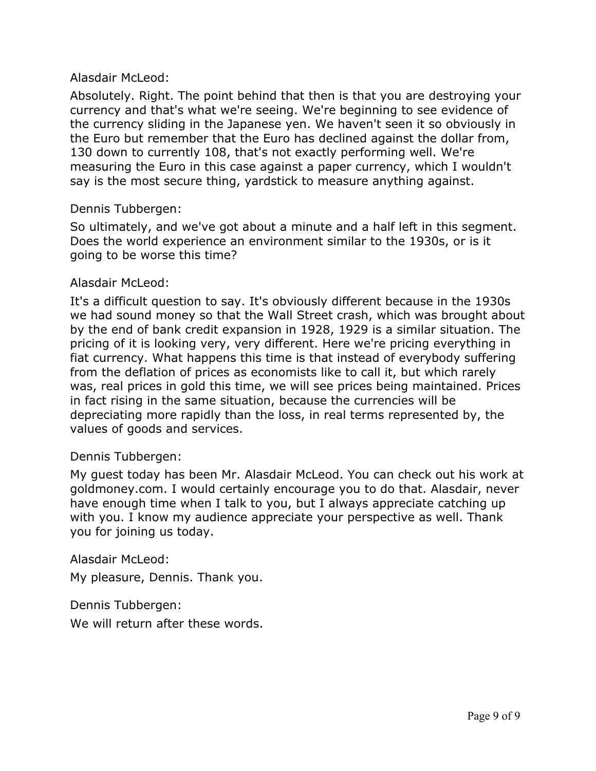Alasdair McLeod:

Absolutely. Right. The point behind that then is that you are destroying your currency and that's what we're seeing. We're beginning to see evidence of the currency sliding in the Japanese yen. We haven't seen it so obviously in the Euro but remember that the Euro has declined against the dollar from, 130 down to currently 108, that's not exactly performing well. We're measuring the Euro in this case against a paper currency, which I wouldn't say is the most secure thing, yardstick to measure anything against.

Dennis Tubbergen:

So ultimately, and we've got about a minute and a half left in this segment. Does the world experience an environment similar to the 1930s, or is it going to be worse this time?

Alasdair McLeod:

It's a difficult question to say. It's obviously different because in the 1930s we had sound money so that the Wall Street crash, which was brought about by the end of bank credit expansion in 1928, 1929 is a similar situation. The pricing of it is looking very, very different. Here we're pricing everything in fiat currency. What happens this time is that instead of everybody suffering from the deflation of prices as economists like to call it, but which rarely was, real prices in gold this time, we will see prices being maintained. Prices in fact rising in the same situation, because the currencies will be depreciating more rapidly than the loss, in real terms represented by, the values of goods and services.

Dennis Tubbergen:

My guest today has been Mr. Alasdair McLeod. You can check out his work at goldmoney.com. I would certainly encourage you to do that. Alasdair, never have enough time when I talk to you, but I always appreciate catching up with you. I know my audience appreciate your perspective as well. Thank you for joining us today.

Alasdair McLeod:

My pleasure, Dennis. Thank you.

Dennis Tubbergen:

We will return after these words.